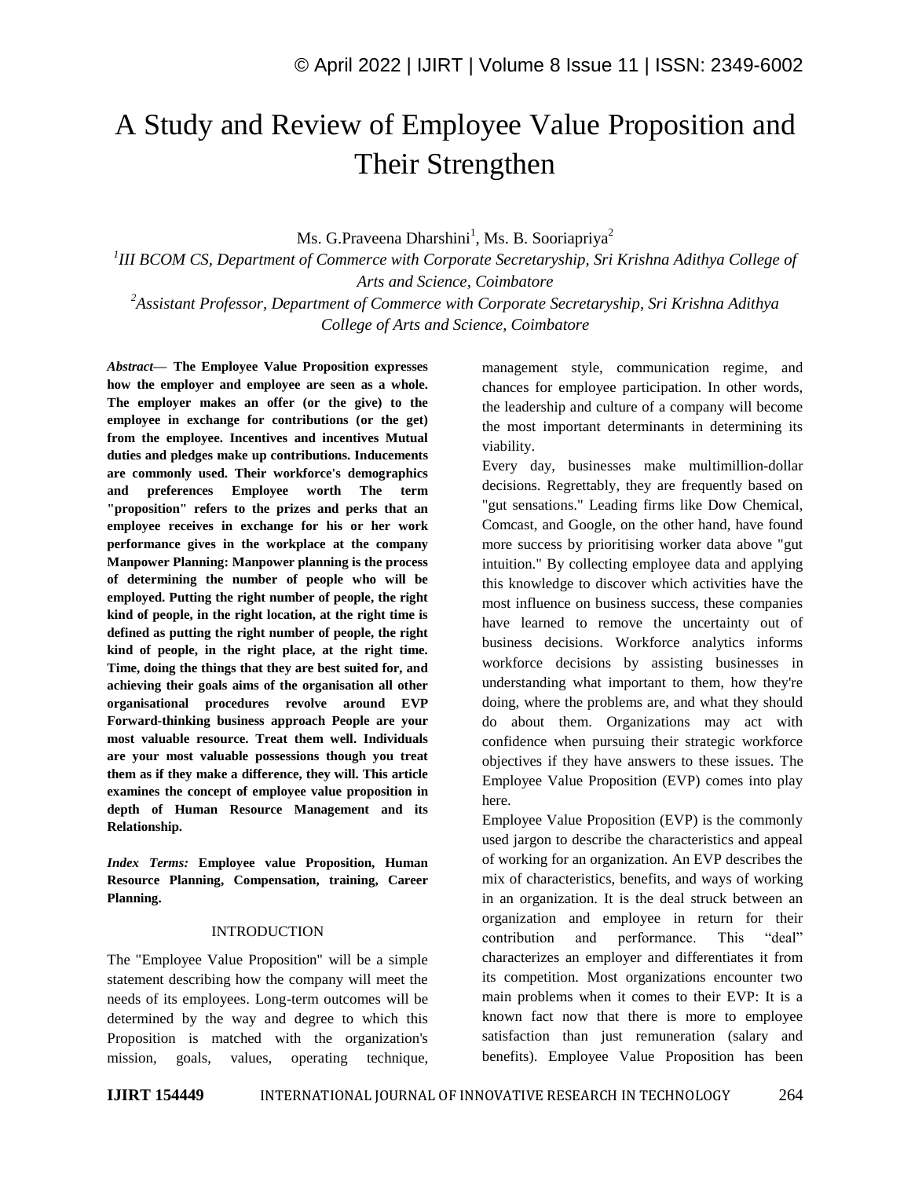# A Study and Review of Employee Value Proposition and Their Strengthen

Ms. G.Praveena Dharshini[1], Ms. B. Sooriapriya[2]

[1]*III BCOM CS, Department of Commerce with Corporate Secretaryship, Sri Krishna Adithya College of Arts and Science, Coimbatore*

[2]*Assistant Professor, Department of Commerce with Corporate Secretaryship, Sri Krishna Adithya College of Arts and Science, Coimbatore*

***Abstract*— The Employee Value Proposition expresses how the employer and employee are seen as a whole. The employer makes an offer (or the give) to the employee in exchange for contributions (or the get) from the employee. Incentives and incentives Mutual duties and pledges make up contributions. Inducements are commonly used. Their workforce's demographics and preferences Employee worth The term "proposition" refers to the prizes and perks that an employee receives in exchange for his or her work performance gives in the workplace at the company Manpower Planning: Manpower planning is the process of determining the number of people who will be employed. Putting the right number of people, the right kind of people, in the right location, at the right time is defined as putting the right number of people, the right kind of people, in the right place, at the right time. Time, doing the things that they are best suited for, and achieving their goals aims of the organisation all other organisational procedures revolve around EVP Forward-thinking business approach People are your most valuable resource. Treat them well. Individuals are your most valuable possessions though you treat them as if they make a difference, they will. This article examines the concept of employee value proposition in depth of Human Resource Management and its Relationship.**

***Index Terms:*** **Employee value Proposition, Human Resource Planning, Compensation, training, Career Planning.**

## INTRODUCTION

The "Employee Value Proposition" will be a simple statement describing how the company will meet the needs of its employees. Long-term outcomes will be determined by the way and degree to which this Proposition is matched with the organization's mission, goals, values, operating technique, management style, communication regime, and chances for employee participation. In other words, the leadership and culture of a company will become the most important determinants in determining its viability.

Every day, businesses make multimillion-dollar decisions. Regrettably, they are frequently based on "gut sensations." Leading firms like Dow Chemical, Comcast, and Google, on the other hand, have found more success by prioritising worker data above "gut intuition." By collecting employee data and applying this knowledge to discover which activities have the most influence on business success, these companies have learned to remove the uncertainty out of business decisions. Workforce analytics informs workforce decisions by assisting businesses in understanding what important to them, how they're doing, where the problems are, and what they should do about them. Organizations may act with confidence when pursuing their strategic workforce objectives if they have answers to these issues. The Employee Value Proposition (EVP) comes into play here.

Employee Value Proposition (EVP) is the commonly used jargon to describe the characteristics and appeal of working for an organization. An EVP describes the mix of characteristics, benefits, and ways of working in an organization. It is the deal struck between an organization and employee in return for their contribution and performance. This "deal" characterizes an employer and differentiates it from its competition. Most organizations encounter two main problems when it comes to their EVP: It is a known fact now that there is more to employee satisfaction than just remuneration (salary and benefits). Employee Value Proposition has been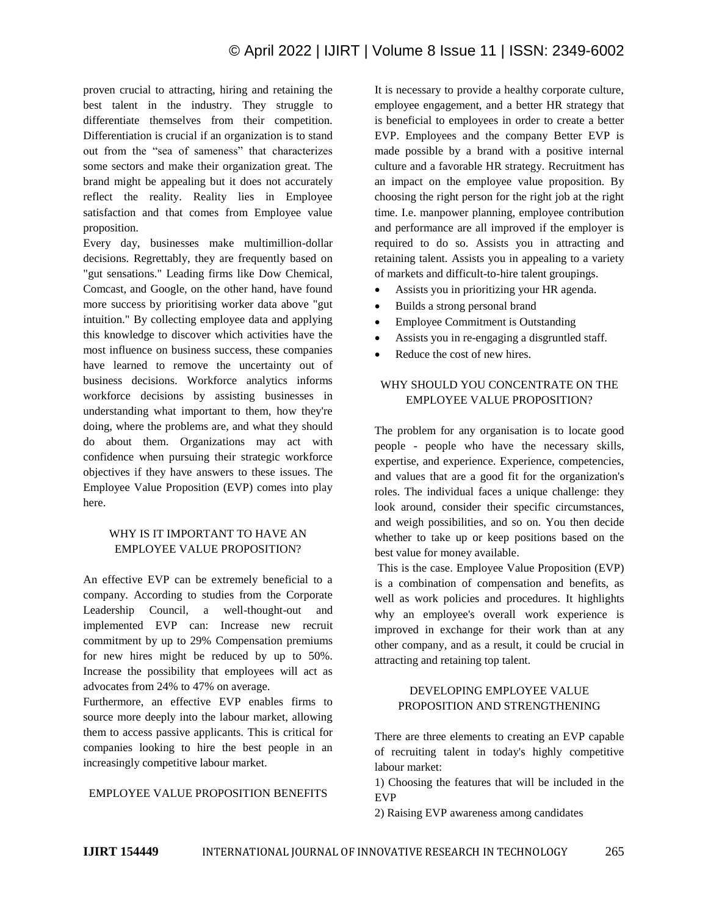proven crucial to attracting, hiring and retaining the best talent in the industry. They struggle to differentiate themselves from their competition. Differentiation is crucial if an organization is to stand out from the "sea of sameness" that characterizes some sectors and make their organization great. The brand might be appealing but it does not accurately reflect the reality. Reality lies in Employee satisfaction and that comes from Employee value proposition.

Every day, businesses make multimillion-dollar decisions. Regrettably, they are frequently based on "gut sensations." Leading firms like Dow Chemical, Comcast, and Google, on the other hand, have found more success by prioritising worker data above "gut intuition." By collecting employee data and applying this knowledge to discover which activities have the most influence on business success, these companies have learned to remove the uncertainty out of business decisions. Workforce analytics informs workforce decisions by assisting businesses in understanding what important to them, how they're doing, where the problems are, and what they should do about them. Organizations may act with confidence when pursuing their strategic workforce objectives if they have answers to these issues. The Employee Value Proposition (EVP) comes into play here.

## WHY IS IT IMPORTANT TO HAVE AN EMPLOYEE VALUE PROPOSITION?

An effective EVP can be extremely beneficial to a company. According to studies from the Corporate Leadership Council, a well-thought-out and implemented EVP can: Increase new recruit commitment by up to 29% Compensation premiums for new hires might be reduced by up to 50%. Increase the possibility that employees will act as advocates from 24% to 47% on average.

Furthermore, an effective EVP enables firms to source more deeply into the labour market, allowing them to access passive applicants. This is critical for companies looking to hire the best people in an increasingly competitive labour market.

## EMPLOYEE VALUE PROPOSITION BENEFITS

It is necessary to provide a healthy corporate culture, employee engagement, and a better HR strategy that is beneficial to employees in order to create a better EVP. Employees and the company Better EVP is made possible by a brand with a positive internal culture and a favorable HR strategy. Recruitment has an impact on the employee value proposition. By choosing the right person for the right job at the right time. I.e. manpower planning, employee contribution and performance are all improved if the employer is required to do so. Assists you in attracting and retaining talent. Assists you in appealing to a variety of markets and difficult-to-hire talent groupings.

- Assists you in prioritizing your HR agenda.
- Builds a strong personal brand
- Employee Commitment is Outstanding
- Assists you in re-engaging a disgruntled staff.
- Reduce the cost of new hires.

## WHY SHOULD YOU CONCENTRATE ON THE EMPLOYEE VALUE PROPOSITION?

The problem for any organisation is to locate good people - people who have the necessary skills, expertise, and experience. Experience, competencies, and values that are a good fit for the organization's roles. The individual faces a unique challenge: they look around, consider their specific circumstances, and weigh possibilities, and so on. You then decide whether to take up or keep positions based on the best value for money available.

This is the case. Employee Value Proposition (EVP) is a combination of compensation and benefits, as well as work policies and procedures. It highlights why an employee's overall work experience is improved in exchange for their work than at any other company, and as a result, it could be crucial in attracting and retaining top talent.

## DEVELOPING EMPLOYEE VALUE PROPOSITION AND STRENGTHENING

There are three elements to creating an EVP capable of recruiting talent in today's highly competitive labour market:

1) Choosing the features that will be included in the EVP
2) Raising EVP awareness among candidates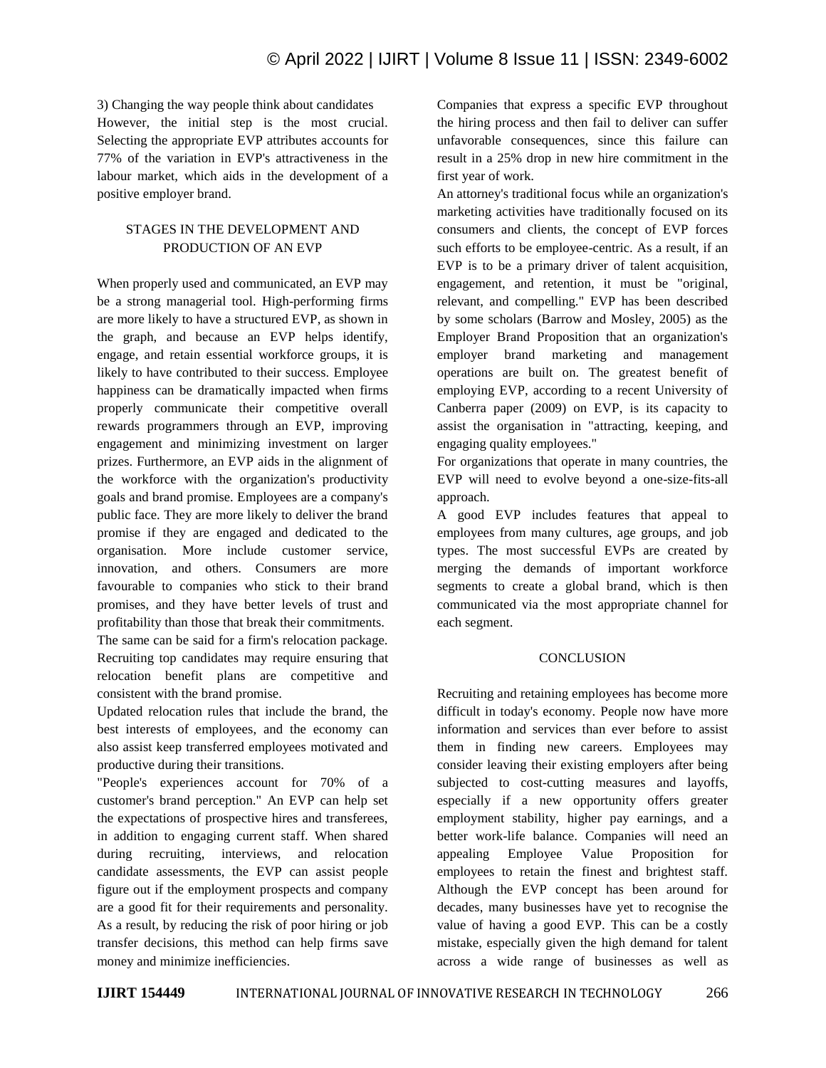3) Changing the way people think about candidates

However, the initial step is the most crucial. Selecting the appropriate EVP attributes accounts for 77% of the variation in EVP's attractiveness in the labour market, which aids in the development of a positive employer brand.

## STAGES IN THE DEVELOPMENT AND PRODUCTION OF AN EVP

When properly used and communicated, an EVP may be a strong managerial tool. High-performing firms are more likely to have a structured EVP, as shown in the graph, and because an EVP helps identify, engage, and retain essential workforce groups, it is likely to have contributed to their success. Employee happiness can be dramatically impacted when firms properly communicate their competitive overall rewards programmers through an EVP, improving engagement and minimizing investment on larger prizes. Furthermore, an EVP aids in the alignment of the workforce with the organization's productivity goals and brand promise. Employees are a company's public face. They are more likely to deliver the brand promise if they are engaged and dedicated to the organisation. More include customer service, innovation, and others. Consumers are more favourable to companies who stick to their brand promises, and they have better levels of trust and profitability than those that break their commitments.

The same can be said for a firm's relocation package. Recruiting top candidates may require ensuring that relocation benefit plans are competitive and consistent with the brand promise.

Updated relocation rules that include the brand, the best interests of employees, and the economy can also assist keep transferred employees motivated and productive during their transitions.

"People's experiences account for 70% of a customer's brand perception." An EVP can help set the expectations of prospective hires and transferees, in addition to engaging current staff. When shared during recruiting, interviews, and relocation candidate assessments, the EVP can assist people figure out if the employment prospects and company are a good fit for their requirements and personality. As a result, by reducing the risk of poor hiring or job transfer decisions, this method can help firms save money and minimize inefficiencies.

Companies that express a specific EVP throughout the hiring process and then fail to deliver can suffer unfavorable consequences, since this failure can result in a 25% drop in new hire commitment in the first year of work.

An attorney's traditional focus while an organization's marketing activities have traditionally focused on its consumers and clients, the concept of EVP forces such efforts to be employee-centric. As a result, if an EVP is to be a primary driver of talent acquisition, engagement, and retention, it must be "original, relevant, and compelling." EVP has been described by some scholars (Barrow and Mosley, 2005) as the Employer Brand Proposition that an organization's employer brand marketing and management operations are built on. The greatest benefit of employing EVP, according to a recent University of Canberra paper (2009) on EVP, is its capacity to assist the organisation in "attracting, keeping, and engaging quality employees."

For organizations that operate in many countries, the EVP will need to evolve beyond a one-size-fits-all approach.

A good EVP includes features that appeal to employees from many cultures, age groups, and job types. The most successful EVPs are created by merging the demands of important workforce segments to create a global brand, which is then communicated via the most appropriate channel for each segment.

## CONCLUSION

Recruiting and retaining employees has become more difficult in today's economy. People now have more information and services than ever before to assist them in finding new careers. Employees may consider leaving their existing employers after being subjected to cost-cutting measures and layoffs, especially if a new opportunity offers greater employment stability, higher pay earnings, and a better work-life balance. Companies will need an appealing Employee Value Proposition for employees to retain the finest and brightest staff. Although the EVP concept has been around for decades, many businesses have yet to recognise the value of having a good EVP. This can be a costly mistake, especially given the high demand for talent across a wide range of businesses as well as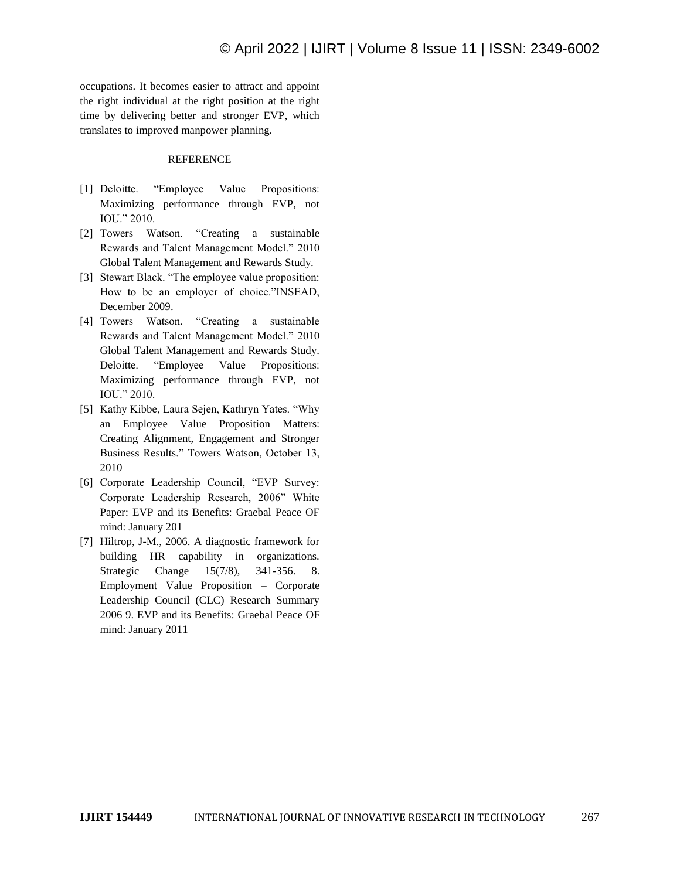occupations. It becomes easier to attract and appoint the right individual at the right position at the right time by delivering better and stronger EVP, which translates to improved manpower planning.

## REFERENCE

[1] Deloitte. “Employee Value Propositions: Maximizing performance through EVP, not IOU.” 2010.

[2] Towers Watson. “Creating a sustainable Rewards and Talent Management Model.” 2010 Global Talent Management and Rewards Study.

[3] Stewart Black. “The employee value proposition: How to be an employer of choice.”INSEAD, December 2009.

[4] Towers Watson. “Creating a sustainable Rewards and Talent Management Model.” 2010 Global Talent Management and Rewards Study. Deloitte. “Employee Value Propositions: Maximizing performance through EVP, not IOU.” 2010.

[5] Kathy Kibbe, Laura Sejen, Kathryn Yates. “Why an Employee Value Proposition Matters: Creating Alignment, Engagement and Stronger Business Results.” Towers Watson, October 13, 2010

[6] Corporate Leadership Council, “EVP Survey: Corporate Leadership Research, 2006” White Paper: EVP and its Benefits: Graebal Peace OF mind: January 201

[7] Hiltrop, J-M., 2006. A diagnostic framework for building HR capability in organizations. Strategic Change 15(7/8), 341-356. 8. Employment Value Proposition – Corporate Leadership Council (CLC) Research Summary 2006 9. EVP and its Benefits: Graebal Peace OF mind: January 2011